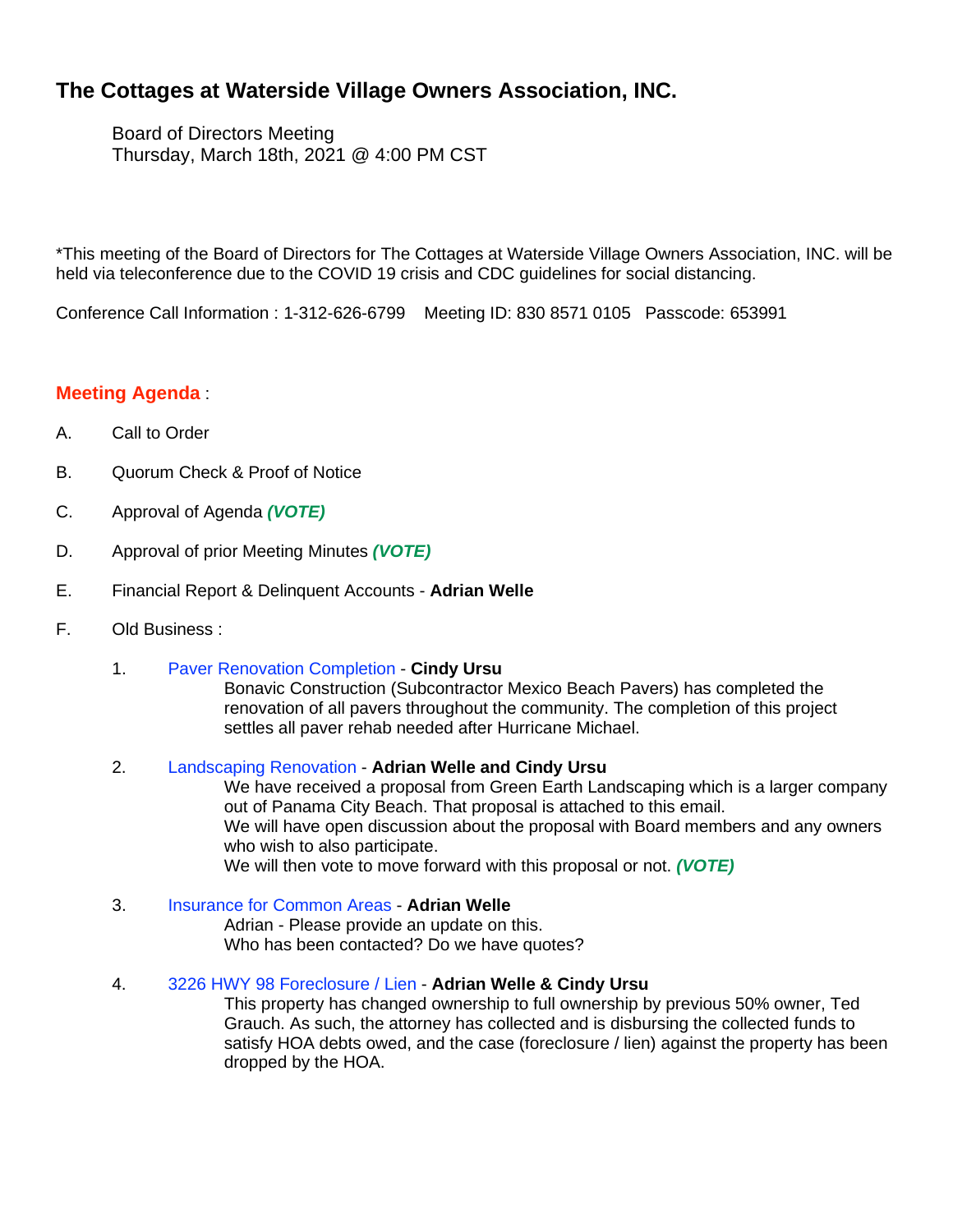# The Cottages at Waterside Village Owners Association, INC.

Board of Directors Meeting
Thursday, March 18th, 2021 @ 4:00 PM CST

*This meeting of the Board of Directors for The Cottages at Waterside Village Owners Association, INC. will be held via teleconference due to the COVID 19 crisis and CDC guidelines for social distancing.

Conference Call Information : 1-312-626-6799 Meeting ID: 830 8571 0105 Passcode: 653991

## Meeting Agenda :

A. Call to Order

B. Quorum Check & Proof of Notice

C. Approval of Agenda ***(VOTE)***

D. Approval of prior Meeting Minutes ***(VOTE)***

E. Financial Report & Delinquent Accounts - **Adrian Welle**

F. Old Business :

1. Paver Renovation Completion - **Cindy Ursu**
   Bonavic Construction (Subcontractor Mexico Beach Pavers) has completed the renovation of all pavers throughout the community. The completion of this project settles all paver rehab needed after Hurricane Michael.

2. Landscaping Renovation - **Adrian Welle and Cindy Ursu**
   We have received a proposal from Green Earth Landscaping which is a larger company out of Panama City Beach. That proposal is attached to this email.
   We will have open discussion about the proposal with Board members and any owners who wish to also participate.
   We will then vote to move forward with this proposal or not. ***(VOTE)***

3. Insurance for Common Areas - **Adrian Welle**
   Adrian - Please provide an update on this.
   Who has been contacted? Do we have quotes?

4. 3226 HWY 98 Foreclosure / Lien - **Adrian Welle & Cindy Ursu**
   This property has changed ownership to full ownership by previous 50% owner, Ted Grauch. As such, the attorney has collected and is disbursing the collected funds to satisfy HOA debts owed, and the case (foreclosure / lien) against the property has been dropped by the HOA.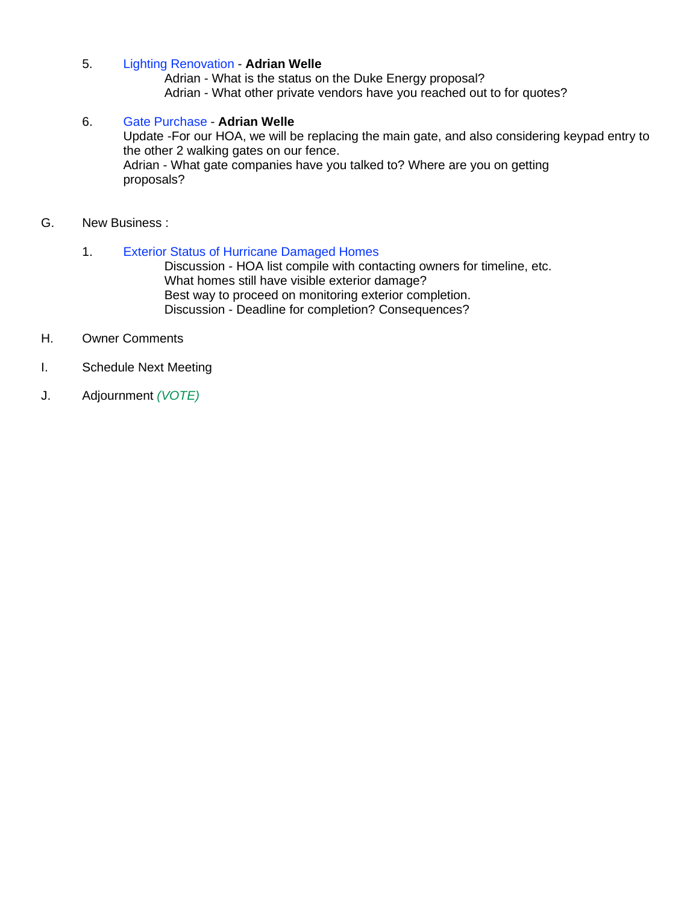5. Lighting Renovation - **Adrian Welle**

   Adrian - What is the status on the Duke Energy proposal?
   Adrian - What other private vendors have you reached out to for quotes?

6. Gate Purchase - **Adrian Welle**

   Update -For our HOA, we will be replacing the main gate, and also considering keypad entry to the other 2 walking gates on our fence.
   Adrian - What gate companies have you talked to? Where are you on getting proposals?

G. New Business :

1. Exterior Status of Hurricane Damaged Homes

   Discussion - HOA list compile with contacting owners for timeline, etc.
   What homes still have visible exterior damage?
   Best way to proceed on monitoring exterior completion.
   Discussion - Deadline for completion? Consequences?

H. Owner Comments

I. Schedule Next Meeting

J. Adjournment *(VOTE)*